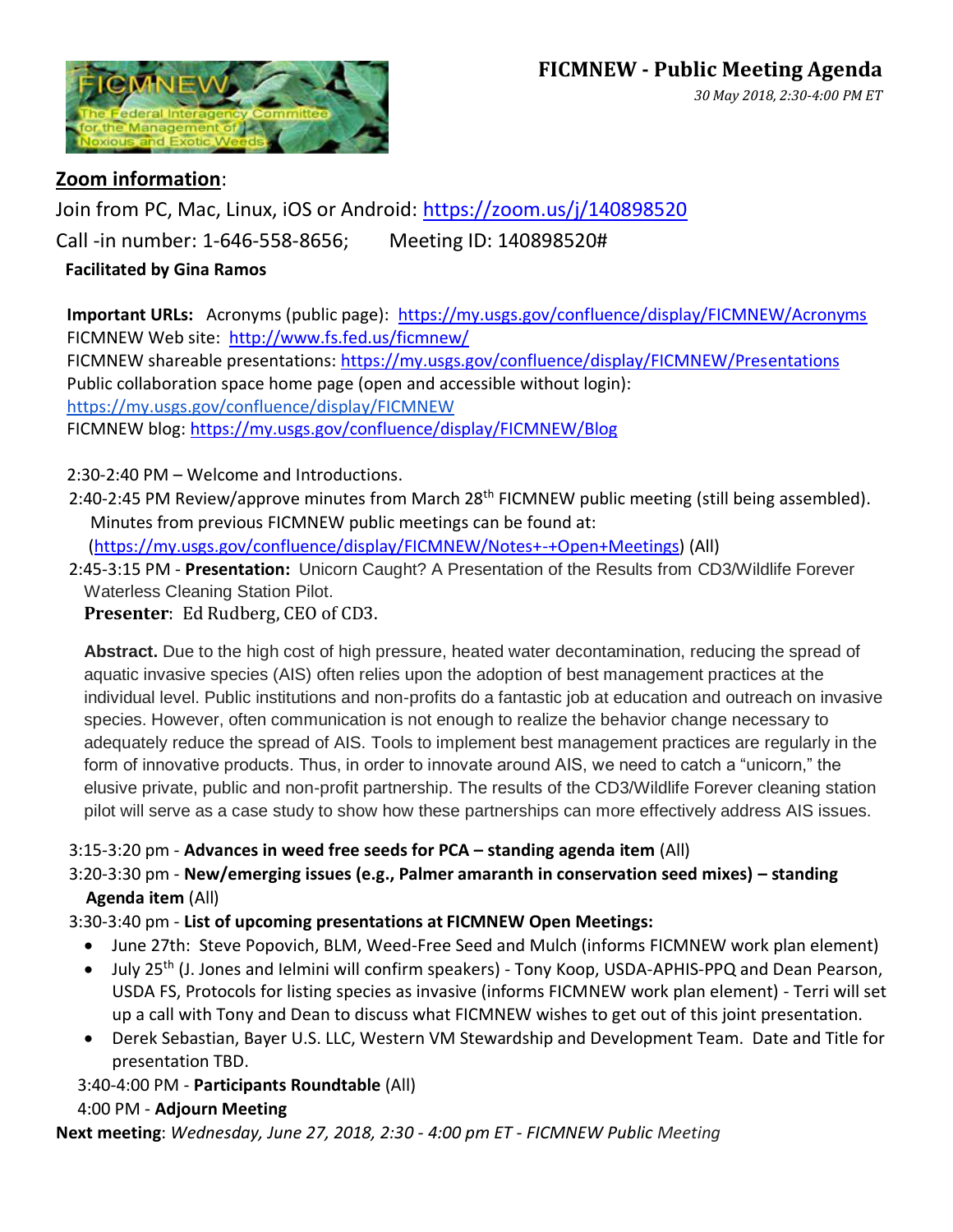# FICMNEW - Public Meeting Agenda

*30 May 2018, 2:30-4:00 PM ET*

**Zoom information**:

Join from PC, Mac, Linux, iOS or Android: https://zoom.us/j/140898520

Call -in number: 1-646-558-8656; Meeting ID: 140898520#

**Facilitated by Gina Ramos**

**Important URLs:** Acronyms (public page): https://my.usgs.gov/confluence/display/FICMNEW/Acronyms
FICMNEW Web site: http://www.fs.fed.us/ficmnew/
FICMNEW shareable presentations: https://my.usgs.gov/confluence/display/FICMNEW/Presentations
Public collaboration space home page (open and accessible without login):
https://my.usgs.gov/confluence/display/FICMNEW
FICMNEW blog: https://my.usgs.gov/confluence/display/FICMNEW/Blog

2:30-2:40 PM – Welcome and Introductions.

2:40-2:45 PM Review/approve minutes from March 28th FICMNEW public meeting (still being assembled). Minutes from previous FICMNEW public meetings can be found at: (https://my.usgs.gov/confluence/display/FICMNEW/Notes+-+Open+Meetings) (All)

2:45-3:15 PM - **Presentation:** Unicorn Caught? A Presentation of the Results from CD3/Wildlife Forever Waterless Cleaning Station Pilot.
**Presenter**: Ed Rudberg, CEO of CD3.

**Abstract.** Due to the high cost of high pressure, heated water decontamination, reducing the spread of aquatic invasive species (AIS) often relies upon the adoption of best management practices at the individual level. Public institutions and non-profits do a fantastic job at education and outreach on invasive species. However, often communication is not enough to realize the behavior change necessary to adequately reduce the spread of AIS. Tools to implement best management practices are regularly in the form of innovative products. Thus, in order to innovate around AIS, we need to catch a "unicorn," the elusive private, public and non-profit partnership. The results of the CD3/Wildlife Forever cleaning station pilot will serve as a case study to show how these partnerships can more effectively address AIS issues.

3:15-3:20 pm - **Advances in weed free seeds for PCA – standing agenda item** (All)

3:20-3:30 pm - **New/emerging issues (e.g., Palmer amaranth in conservation seed mixes) – standing Agenda item** (All)

3:30-3:40 pm - **List of upcoming presentations at FICMNEW Open Meetings:**

- June 27th: Steve Popovich, BLM, Weed-Free Seed and Mulch (informs FICMNEW work plan element)
- July 25th (J. Jones and Ielmini will confirm speakers) - Tony Koop, USDA-APHIS-PPQ and Dean Pearson, USDA FS, Protocols for listing species as invasive (informs FICMNEW work plan element) - Terri will set up a call with Tony and Dean to discuss what FICMNEW wishes to get out of this joint presentation.
- Derek Sebastian, Bayer U.S. LLC, Western VM Stewardship and Development Team. Date and Title for presentation TBD.

3:40-4:00 PM - **Participants Roundtable** (All)

4:00 PM - **Adjourn Meeting**

**Next meeting**: *Wednesday, June 27, 2018, 2:30 - 4:00 pm ET - FICMNEW Public Meeting*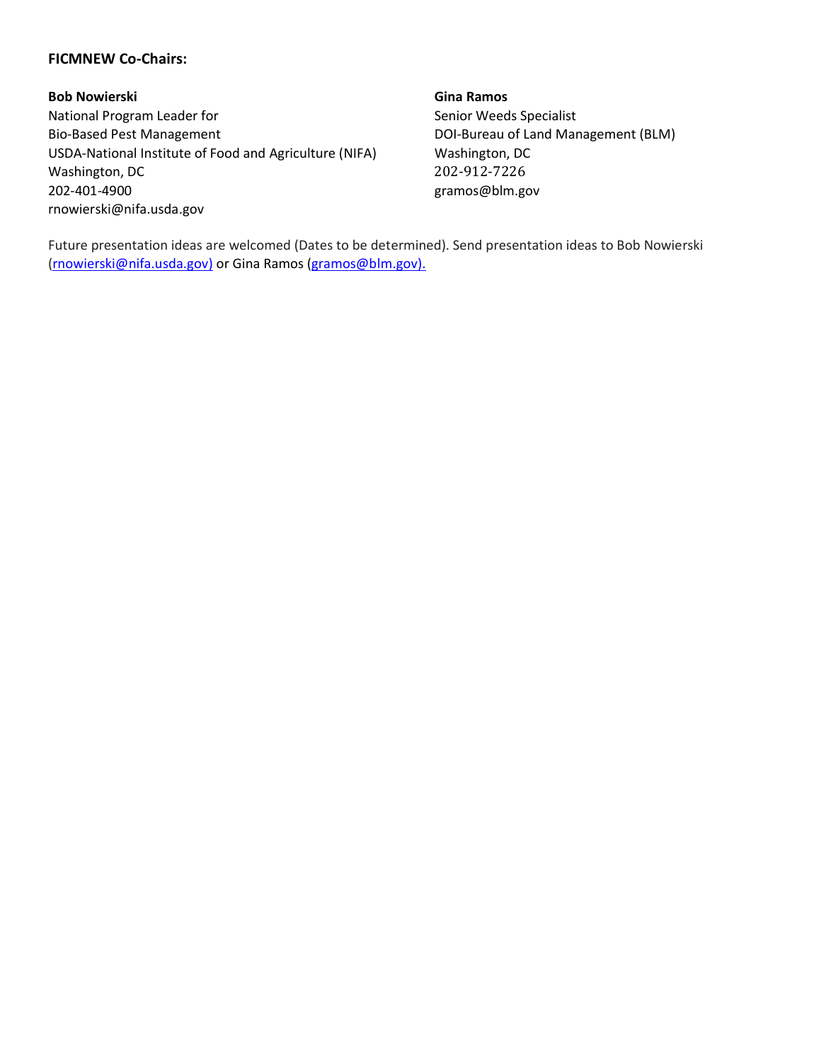**FICMNEW Co-Chairs:**

**Bob Nowierski**
National Program Leader for
Bio-Based Pest Management
USDA-National Institute of Food and Agriculture (NIFA)
Washington, DC
202-401-4900
rnowierski@nifa.usda.gov

**Gina Ramos**
Senior Weeds Specialist
DOI-Bureau of Land Management (BLM)
Washington, DC
202-912-7226
gramos@blm.gov

Future presentation ideas are welcomed (Dates to be determined). Send presentation ideas to Bob Nowierski (rnowierski@nifa.usda.gov) or Gina Ramos (gramos@blm.gov).